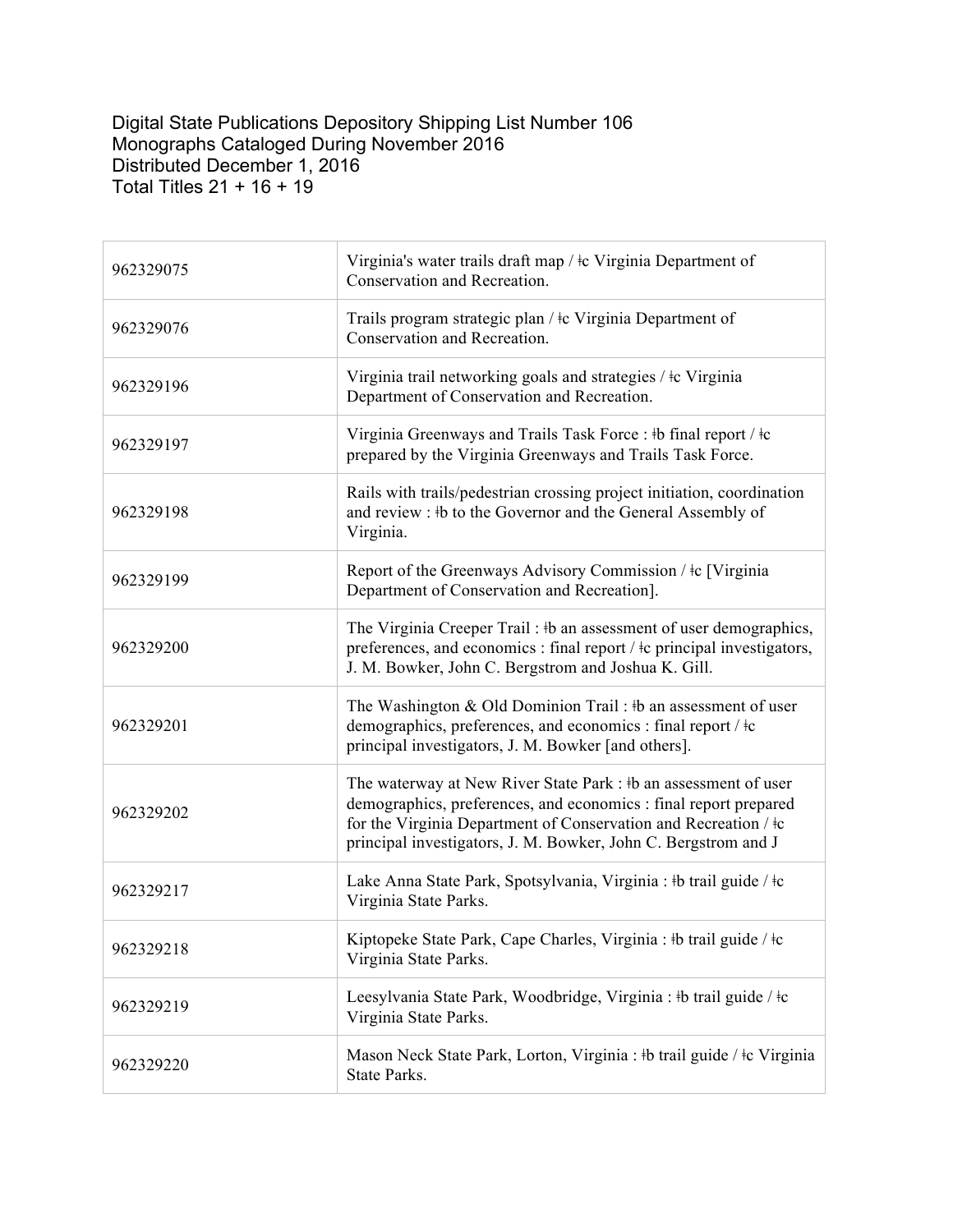Digital State Publications Depository Shipping List Number 106
Monographs Cataloged During November 2016
Distributed December 1, 2016
Total Titles 21 + 16 + 19

| | |
|---|---|
| 962329075 | Virginia's water trails draft map / ǂc Virginia Department of Conservation and Recreation. |
| 962329076 | Trails program strategic plan / ǂc Virginia Department of Conservation and Recreation. |
| 962329196 | Virginia trail networking goals and strategies / ǂc Virginia Department of Conservation and Recreation. |
| 962329197 | Virginia Greenways and Trails Task Force : ǂb final report / ǂc prepared by the Virginia Greenways and Trails Task Force. |
| 962329198 | Rails with trails/pedestrian crossing project initiation, coordination and review : ǂb to the Governor and the General Assembly of Virginia. |
| 962329199 | Report of the Greenways Advisory Commission / ǂc [Virginia Department of Conservation and Recreation]. |
| 962329200 | The Virginia Creeper Trail : ǂb an assessment of user demographics, preferences, and economics : final report / ǂc principal investigators, J. M. Bowker, John C. Bergstrom and Joshua K. Gill. |
| 962329201 | The Washington & Old Dominion Trail : ǂb an assessment of user demographics, preferences, and economics : final report / ǂc principal investigators, J. M. Bowker [and others]. |
| 962329202 | The waterway at New River State Park : ǂb an assessment of user demographics, preferences, and economics : final report prepared for the Virginia Department of Conservation and Recreation / ǂc principal investigators, J. M. Bowker, John C. Bergstrom and J |
| 962329217 | Lake Anna State Park, Spotsylvania, Virginia : ǂb trail guide / ǂc Virginia State Parks. |
| 962329218 | Kiptopeke State Park, Cape Charles, Virginia : ǂb trail guide / ǂc Virginia State Parks. |
| 962329219 | Leesylvania State Park, Woodbridge, Virginia : ǂb trail guide / ǂc Virginia State Parks. |
| 962329220 | Mason Neck State Park, Lorton, Virginia : ǂb trail guide / ǂc Virginia State Parks. |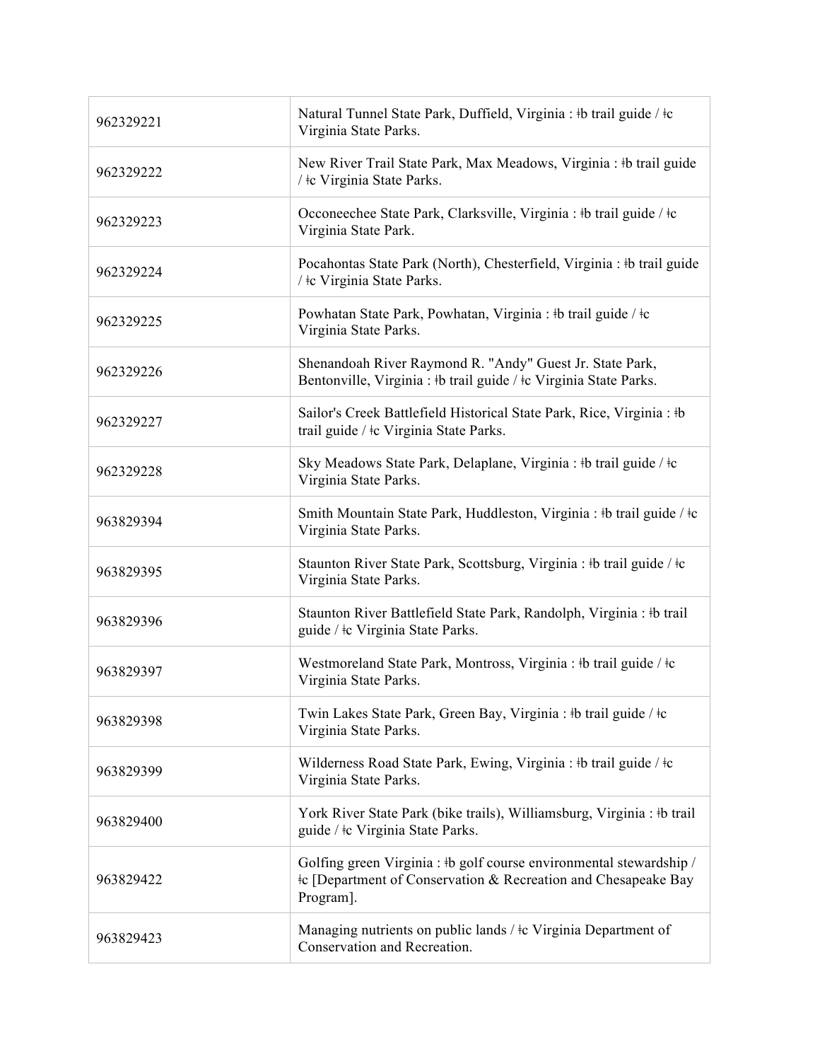| | |
|---|---|
| 962329221 | Natural Tunnel State Park, Duffield, Virginia : ǂb trail guide / ǂc Virginia State Parks. |
| 962329222 | New River Trail State Park, Max Meadows, Virginia : ǂb trail guide / ǂc Virginia State Parks. |
| 962329223 | Occoneechee State Park, Clarksville, Virginia : ǂb trail guide / ǂc Virginia State Park. |
| 962329224 | Pocahontas State Park (North), Chesterfield, Virginia : ǂb trail guide / ǂc Virginia State Parks. |
| 962329225 | Powhatan State Park, Powhatan, Virginia : ǂb trail guide / ǂc Virginia State Parks. |
| 962329226 | Shenandoah River Raymond R. "Andy" Guest Jr. State Park, Bentonville, Virginia : ǂb trail guide / ǂc Virginia State Parks. |
| 962329227 | Sailor's Creek Battlefield Historical State Park, Rice, Virginia : ǂb trail guide / ǂc Virginia State Parks. |
| 962329228 | Sky Meadows State Park, Delaplane, Virginia : ǂb trail guide / ǂc Virginia State Parks. |
| 963829394 | Smith Mountain State Park, Huddleston, Virginia : ǂb trail guide / ǂc Virginia State Parks. |
| 963829395 | Staunton River State Park, Scottsburg, Virginia : ǂb trail guide / ǂc Virginia State Parks. |
| 963829396 | Staunton River Battlefield State Park, Randolph, Virginia : ǂb trail guide / ǂc Virginia State Parks. |
| 963829397 | Westmoreland State Park, Montross, Virginia : ǂb trail guide / ǂc Virginia State Parks. |
| 963829398 | Twin Lakes State Park, Green Bay, Virginia : ǂb trail guide / ǂc Virginia State Parks. |
| 963829399 | Wilderness Road State Park, Ewing, Virginia : ǂb trail guide / ǂc Virginia State Parks. |
| 963829400 | York River State Park (bike trails), Williamsburg, Virginia : ǂb trail guide / ǂc Virginia State Parks. |
| 963829422 | Golfing green Virginia : ǂb golf course environmental stewardship / ǂc [Department of Conservation & Recreation and Chesapeake Bay Program]. |
| 963829423 | Managing nutrients on public lands / ǂc Virginia Department of Conservation and Recreation. |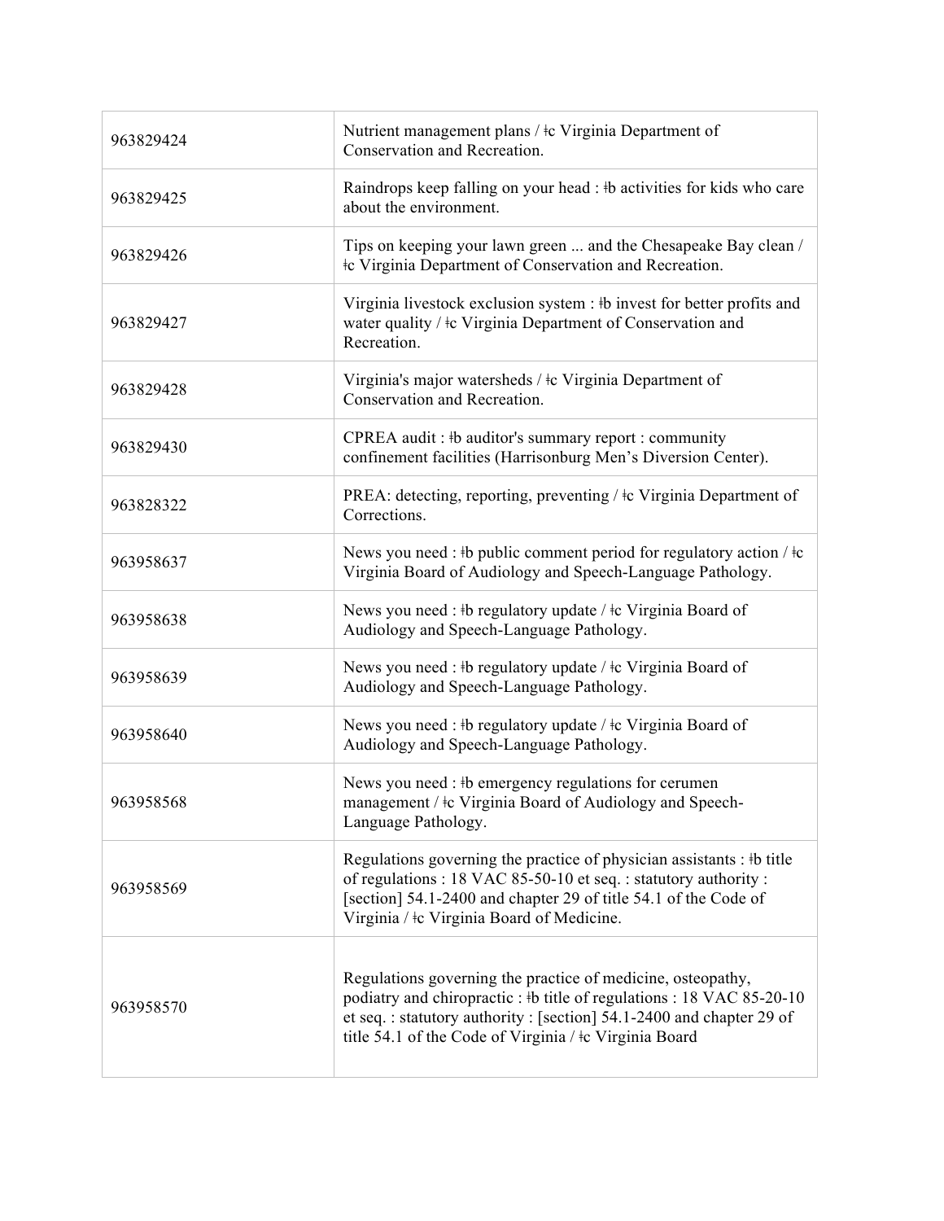| | |
|---|---|
| 963829424 | Nutrient management plans / ǂc Virginia Department of Conservation and Recreation. |
| 963829425 | Raindrops keep falling on your head : ǂb activities for kids who care about the environment. |
| 963829426 | Tips on keeping your lawn green ... and the Chesapeake Bay clean / ǂc Virginia Department of Conservation and Recreation. |
| 963829427 | Virginia livestock exclusion system : ǂb invest for better profits and water quality / ǂc Virginia Department of Conservation and Recreation. |
| 963829428 | Virginia's major watersheds / ǂc Virginia Department of Conservation and Recreation. |
| 963829430 | CPREA audit : ǂb auditor's summary report : community confinement facilities (Harrisonburg Men's Diversion Center). |
| 963828322 | PREA: detecting, reporting, preventing / ǂc Virginia Department of Corrections. |
| 963958637 | News you need : ǂb public comment period for regulatory action / ǂc Virginia Board of Audiology and Speech-Language Pathology. |
| 963958638 | News you need : ǂb regulatory update / ǂc Virginia Board of Audiology and Speech-Language Pathology. |
| 963958639 | News you need : ǂb regulatory update / ǂc Virginia Board of Audiology and Speech-Language Pathology. |
| 963958640 | News you need : ǂb regulatory update / ǂc Virginia Board of Audiology and Speech-Language Pathology. |
| 963958568 | News you need : ǂb emergency regulations for cerumen management / ǂc Virginia Board of Audiology and Speech-Language Pathology. |
| 963958569 | Regulations governing the practice of physician assistants : ǂb title of regulations : 18 VAC 85-50-10 et seq. : statutory authority : [section] 54.1-2400 and chapter 29 of title 54.1 of the Code of Virginia / ǂc Virginia Board of Medicine. |
| 963958570 | Regulations governing the practice of medicine, osteopathy, podiatry and chiropractic : ǂb title of regulations : 18 VAC 85-20-10 et seq. : statutory authority : [section] 54.1-2400 and chapter 29 of title 54.1 of the Code of Virginia / ǂc Virginia Board |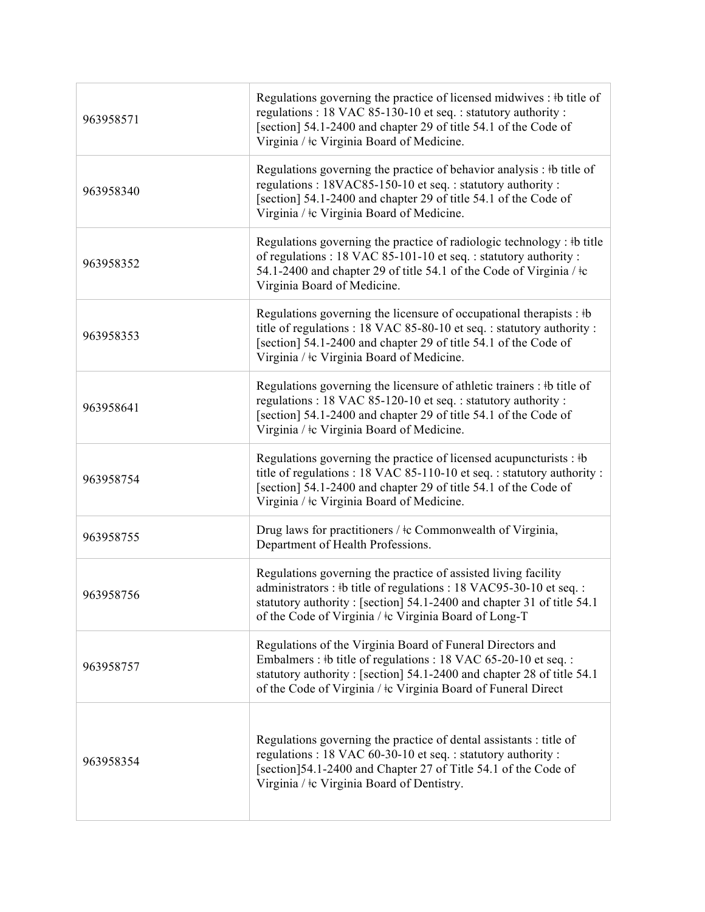| | |
|---|---|
| 963958571 | Regulations governing the practice of licensed midwives : ǂb title of regulations : 18 VAC 85-130-10 et seq. : statutory authority : [section] 54.1-2400 and chapter 29 of title 54.1 of the Code of Virginia / ǂc Virginia Board of Medicine. |
| 963958340 | Regulations governing the practice of behavior analysis : ǂb title of regulations : 18VAC85-150-10 et seq. : statutory authority : [section] 54.1-2400 and chapter 29 of title 54.1 of the Code of Virginia / ǂc Virginia Board of Medicine. |
| 963958352 | Regulations governing the practice of radiologic technology : ǂb title of regulations : 18 VAC 85-101-10 et seq. : statutory authority : 54.1-2400 and chapter 29 of title 54.1 of the Code of Virginia / ǂc Virginia Board of Medicine. |
| 963958353 | Regulations governing the licensure of occupational therapists : ǂb title of regulations : 18 VAC 85-80-10 et seq. : statutory authority : [section] 54.1-2400 and chapter 29 of title 54.1 of the Code of Virginia / ǂc Virginia Board of Medicine. |
| 963958641 | Regulations governing the licensure of athletic trainers : ǂb title of regulations : 18 VAC 85-120-10 et seq. : statutory authority : [section] 54.1-2400 and chapter 29 of title 54.1 of the Code of Virginia / ǂc Virginia Board of Medicine. |
| 963958754 | Regulations governing the practice of licensed acupuncturists : ǂb title of regulations : 18 VAC 85-110-10 et seq. : statutory authority : [section] 54.1-2400 and chapter 29 of title 54.1 of the Code of Virginia / ǂc Virginia Board of Medicine. |
| 963958755 | Drug laws for practitioners / ǂc Commonwealth of Virginia, Department of Health Professions. |
| 963958756 | Regulations governing the practice of assisted living facility administrators : ǂb title of regulations : 18 VAC95-30-10 et seq. : statutory authority : [section] 54.1-2400 and chapter 31 of title 54.1 of the Code of Virginia / ǂc Virginia Board of Long-T |
| 963958757 | Regulations of the Virginia Board of Funeral Directors and Embalmers : ǂb title of regulations : 18 VAC 65-20-10 et seq. : statutory authority : [section] 54.1-2400 and chapter 28 of title 54.1 of the Code of Virginia / ǂc Virginia Board of Funeral Direct |
| 963958354 | Regulations governing the practice of dental assistants : title of regulations : 18 VAC 60-30-10 et seq. : statutory authority : [section]54.1-2400 and Chapter 27 of Title 54.1 of the Code of Virginia / ǂc Virginia Board of Dentistry. |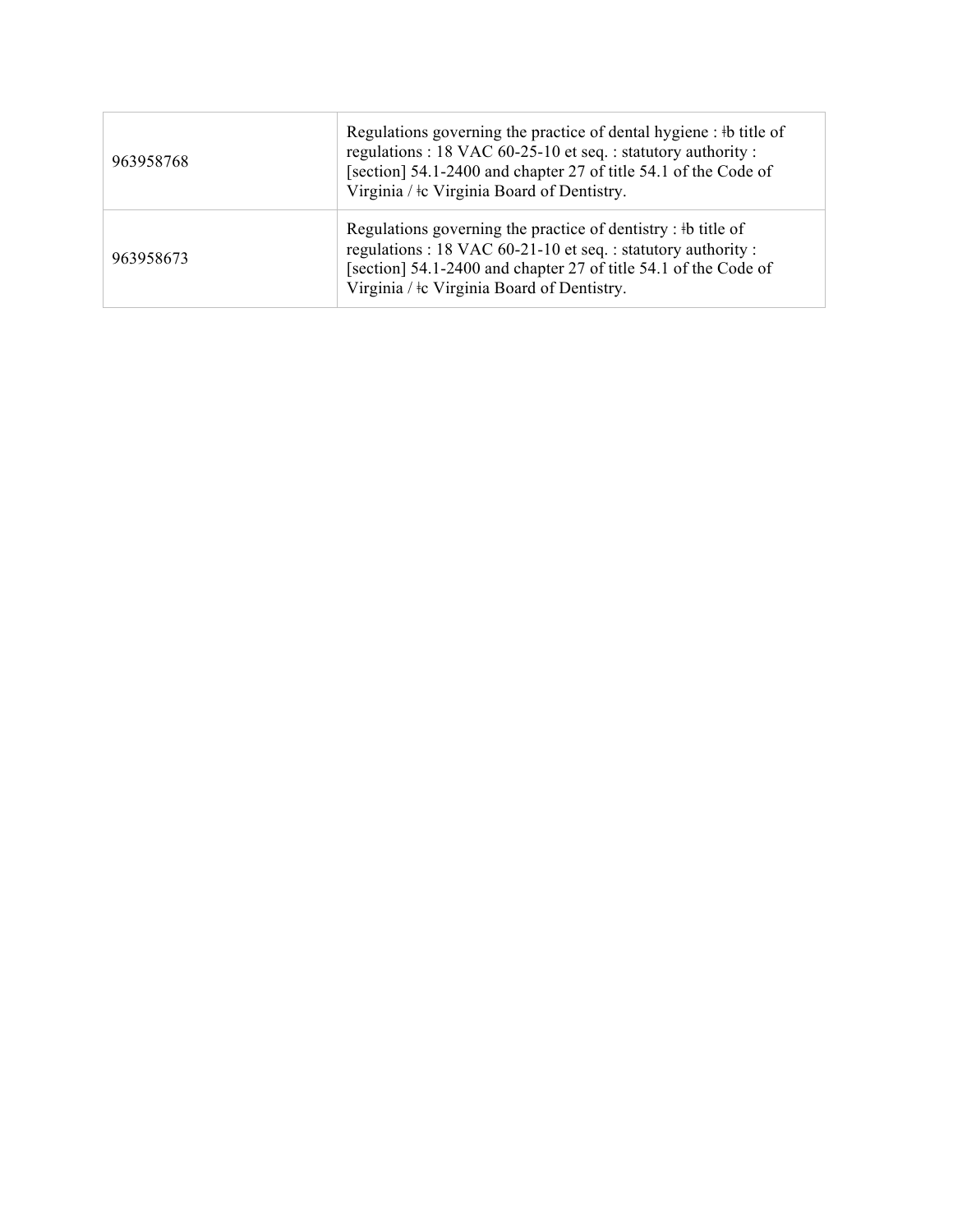| | |
|---|---|
| 963958768 | Regulations governing the practice of dental hygiene : ǂb title of regulations : 18 VAC 60-25-10 et seq. : statutory authority : [section] 54.1-2400 and chapter 27 of title 54.1 of the Code of Virginia / ǂc Virginia Board of Dentistry. |
| 963958673 | Regulations governing the practice of dentistry : ǂb title of regulations : 18 VAC 60-21-10 et seq. : statutory authority : [section] 54.1-2400 and chapter 27 of title 54.1 of the Code of Virginia / ǂc Virginia Board of Dentistry. |